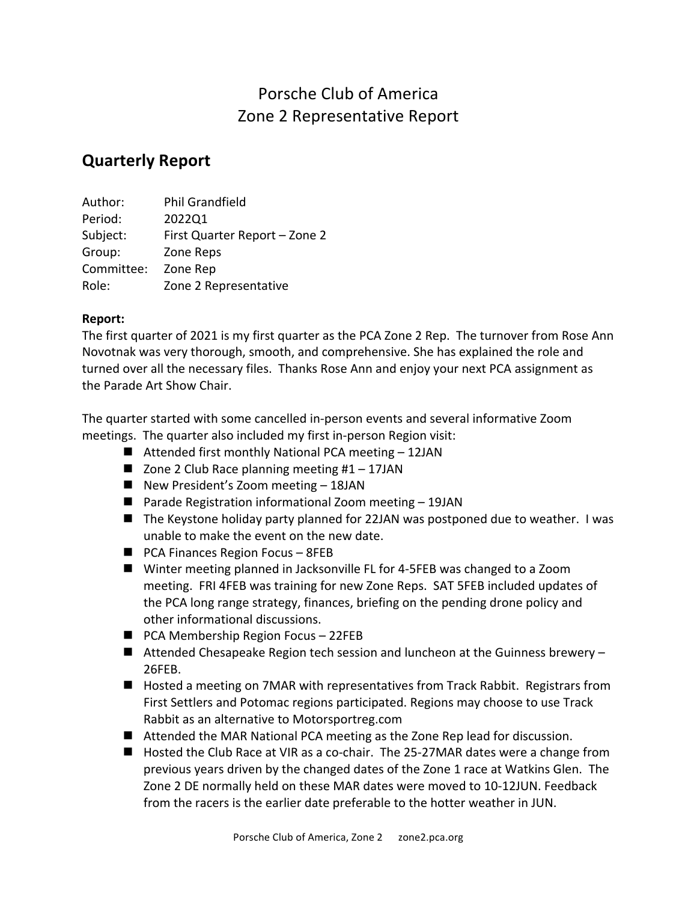# Porsche Club of America
# Zone 2 Representative Report

## Quarterly Report

Author: Phil Grandfield
Period: 2022Q1
Subject: First Quarter Report – Zone 2
Group: Zone Reps
Committee: Zone Rep
Role: Zone 2 Representative

**Report:**

The first quarter of 2021 is my first quarter as the PCA Zone 2 Rep. The turnover from Rose Ann Novotnak was very thorough, smooth, and comprehensive. She has explained the role and turned over all the necessary files. Thanks Rose Ann and enjoy your next PCA assignment as the Parade Art Show Chair.

The quarter started with some cancelled in-person events and several informative Zoom meetings. The quarter also included my first in-person Region visit:

- Attended first monthly National PCA meeting – 12JAN
- Zone 2 Club Race planning meeting #1 – 17JAN
- New President's Zoom meeting – 18JAN
- Parade Registration informational Zoom meeting – 19JAN
- The Keystone holiday party planned for 22JAN was postponed due to weather. I was unable to make the event on the new date.
- PCA Finances Region Focus – 8FEB
- Winter meeting planned in Jacksonville FL for 4-5FEB was changed to a Zoom meeting. FRI 4FEB was training for new Zone Reps. SAT 5FEB included updates of the PCA long range strategy, finances, briefing on the pending drone policy and other informational discussions.
- PCA Membership Region Focus – 22FEB
- Attended Chesapeake Region tech session and luncheon at the Guinness brewery – 26FEB.
- Hosted a meeting on 7MAR with representatives from Track Rabbit. Registrars from First Settlers and Potomac regions participated. Regions may choose to use Track Rabbit as an alternative to Motorsportreg.com
- Attended the MAR National PCA meeting as the Zone Rep lead for discussion.
- Hosted the Club Race at VIR as a co-chair. The 25-27MAR dates were a change from previous years driven by the changed dates of the Zone 1 race at Watkins Glen. The Zone 2 DE normally held on these MAR dates were moved to 10-12JUN. Feedback from the racers is the earlier date preferable to the hotter weather in JUN.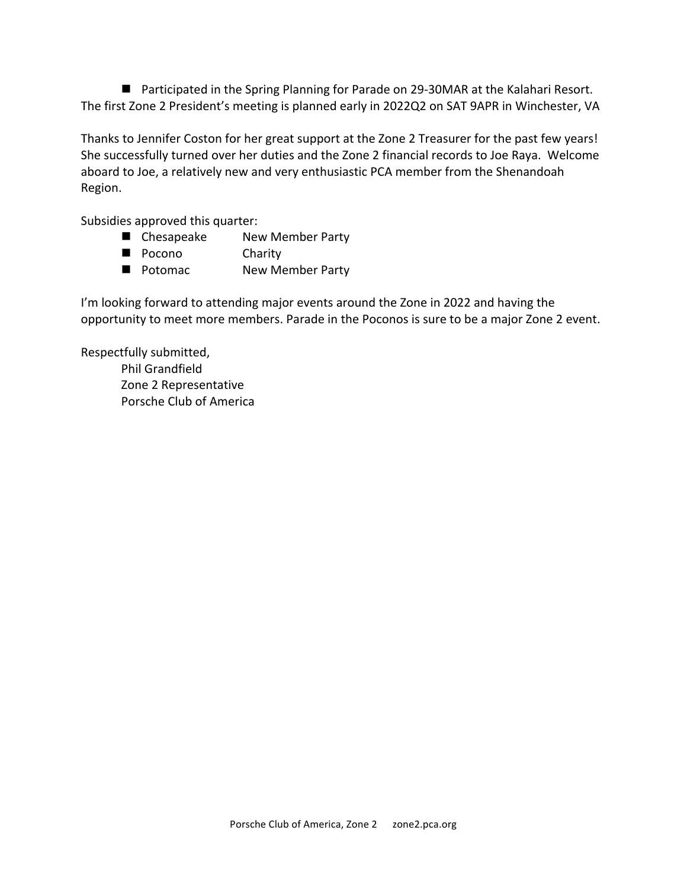- Participated in the Spring Planning for Parade on 29-30MAR at the Kalahari Resort.

The first Zone 2 President's meeting is planned early in 2022Q2 on SAT 9APR in Winchester, VA

Thanks to Jennifer Coston for her great support at the Zone 2 Treasurer for the past few years! She successfully turned over her duties and the Zone 2 financial records to Joe Raya. Welcome aboard to Joe, a relatively new and very enthusiastic PCA member from the Shenandoah Region.

Subsidies approved this quarter:

- Chesapeake New Member Party
- Pocono Charity
- Potomac New Member Party

I'm looking forward to attending major events around the Zone in 2022 and having the opportunity to meet more members. Parade in the Poconos is sure to be a major Zone 2 event.

Respectfully submitted,

Phil Grandfield
Zone 2 Representative
Porsche Club of America